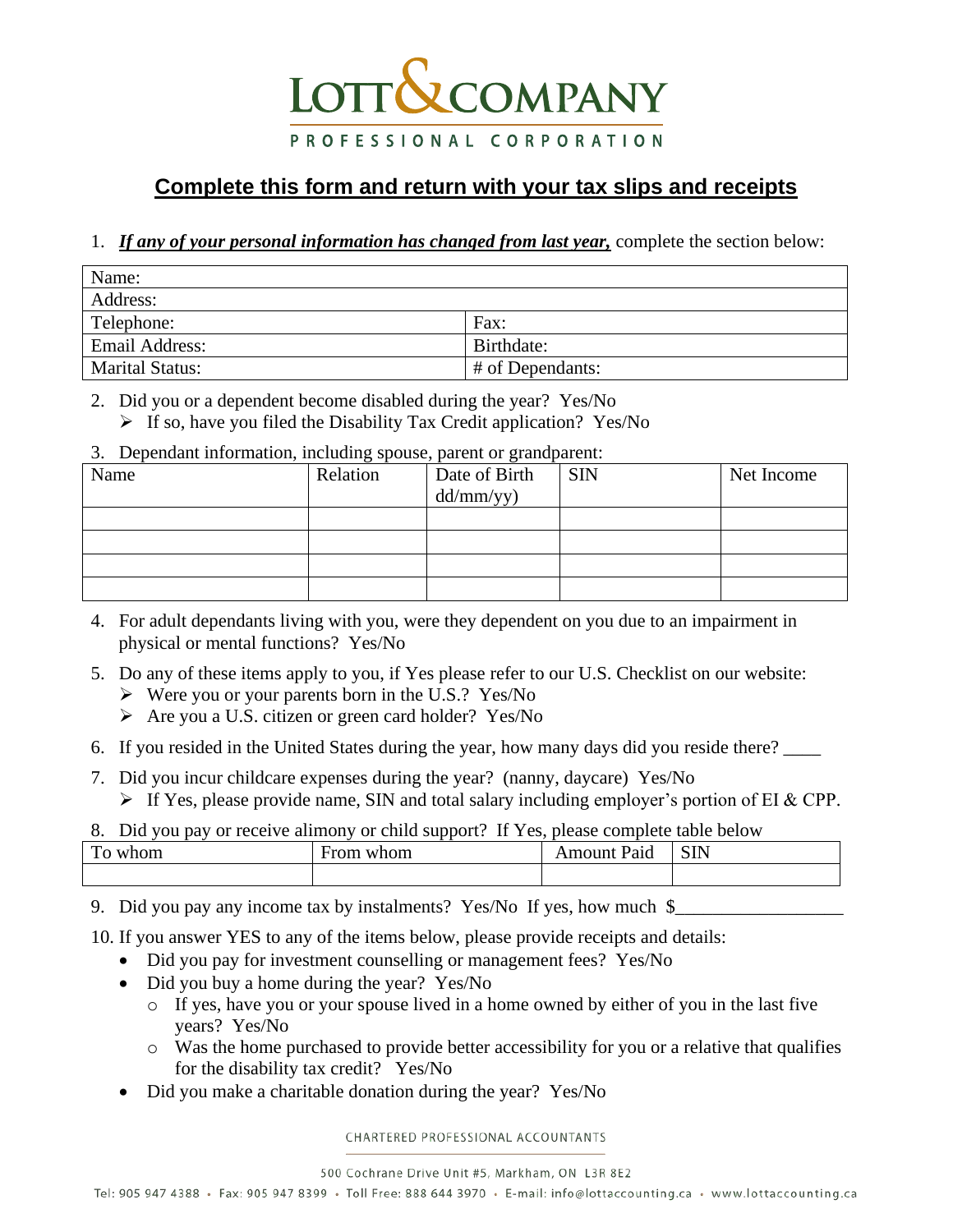# LOTT & COMPANY

PROFESSIONAL CORPORATION

## Complete this form and return with your tax slips and receipts

1. ***If any of your personal information has changed from last year,*** complete the section below:

| Name: | |
|---|---|
| Address: | |
| Telephone: | Fax: |
| Email Address: | Birthdate: |
| Marital Status: | # of Dependants: |

2. Did you or a dependent become disabled during the year? Yes/No
   - If so, have you filed the Disability Tax Credit application? Yes/No

3. Dependant information, including spouse, parent or grandparent:

| Name | Relation | Date of Birth dd/mm/yy) | SIN | Net Income |
|---|---|---|---|---|
| | | | | |
| | | | | |
| | | | | |
| | | | | |

4. For adult dependants living with you, were they dependent on you due to an impairment in physical or mental functions? Yes/No

5. Do any of these items apply to you, if Yes please refer to our U.S. Checklist on our website:
   - Were you or your parents born in the U.S.? Yes/No
   - Are you a U.S. citizen or green card holder? Yes/No

6. If you resided in the United States during the year, how many days did you reside there? ____

7. Did you incur childcare expenses during the year? (nanny, daycare) Yes/No
   - If Yes, please provide name, SIN and total salary including employer's portion of EI & CPP.

8. Did you pay or receive alimony or child support? If Yes, please complete table below

| To whom | From whom | Amount Paid | SIN |
|---|---|---|---|
| | | | |

9. Did you pay any income tax by instalments? Yes/No If yes, how much $_________________

10. If you answer YES to any of the items below, please provide receipts and details:
    - Did you pay for investment counselling or management fees? Yes/No
    - Did you buy a home during the year? Yes/No
      - If yes, have you or your spouse lived in a home owned by either of you in the last five years? Yes/No
      - Was the home purchased to provide better accessibility for you or a relative that qualifies for the disability tax credit? Yes/No
    - Did you make a charitable donation during the year? Yes/No

CHARTERED PROFESSIONAL ACCOUNTANTS

500 Cochrane Drive Unit #5, Markham, ON L3R 8E2

Tel: 905 947 4388 • Fax: 905 947 8399 • Toll Free: 888 644 3970 • E-mail: info@lottaccounting.ca • www.lottaccounting.ca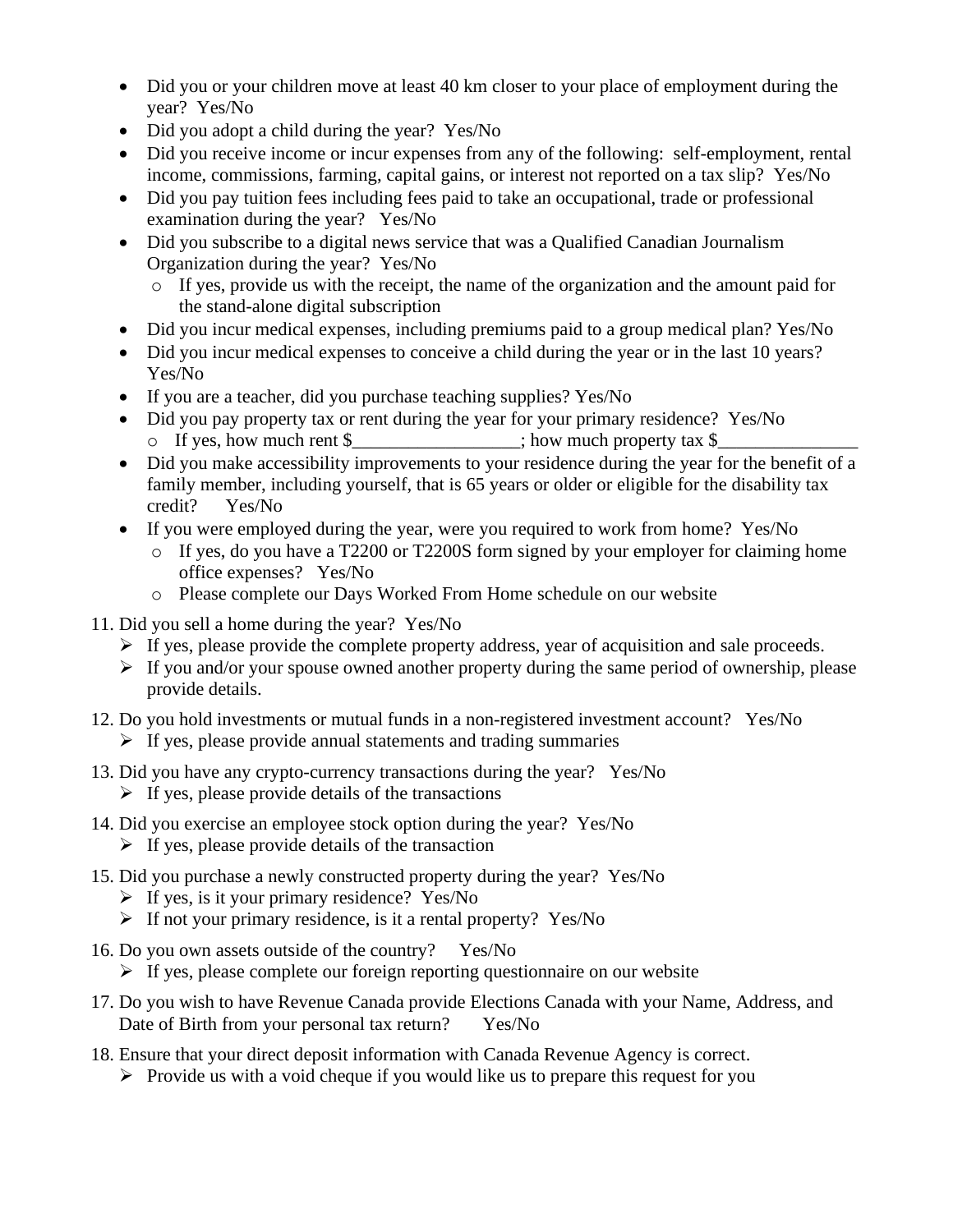- Did you or your children move at least 40 km closer to your place of employment during the year? Yes/No
- Did you adopt a child during the year? Yes/No
- Did you receive income or incur expenses from any of the following: self-employment, rental income, commissions, farming, capital gains, or interest not reported on a tax slip? Yes/No
- Did you pay tuition fees including fees paid to take an occupational, trade or professional examination during the year? Yes/No
- Did you subscribe to a digital news service that was a Qualified Canadian Journalism Organization during the year? Yes/No
  - If yes, provide us with the receipt, the name of the organization and the amount paid for the stand-alone digital subscription
- Did you incur medical expenses, including premiums paid to a group medical plan? Yes/No
- Did you incur medical expenses to conceive a child during the year or in the last 10 years? Yes/No
- If you are a teacher, did you purchase teaching supplies? Yes/No
- Did you pay property tax or rent during the year for your primary residence? Yes/No
  - If yes, how much rent $__________________; how much property tax $_______________
- Did you make accessibility improvements to your residence during the year for the benefit of a family member, including yourself, that is 65 years or older or eligible for the disability tax credit? Yes/No
- If you were employed during the year, were you required to work from home? Yes/No
  - If yes, do you have a T2200 or T2200S form signed by your employer for claiming home office expenses? Yes/No
  - Please complete our Days Worked From Home schedule on our website

11. Did you sell a home during the year? Yes/No
    - If yes, please provide the complete property address, year of acquisition and sale proceeds.
    - If you and/or your spouse owned another property during the same period of ownership, please provide details.
12. Do you hold investments or mutual funds in a non-registered investment account? Yes/No
    - If yes, please provide annual statements and trading summaries
13. Did you have any crypto-currency transactions during the year? Yes/No
    - If yes, please provide details of the transactions
14. Did you exercise an employee stock option during the year? Yes/No
    - If yes, please provide details of the transaction
15. Did you purchase a newly constructed property during the year? Yes/No
    - If yes, is it your primary residence? Yes/No
    - If not your primary residence, is it a rental property? Yes/No
16. Do you own assets outside of the country? Yes/No
    - If yes, please complete our foreign reporting questionnaire on our website
17. Do you wish to have Revenue Canada provide Elections Canada with your Name, Address, and Date of Birth from your personal tax return? Yes/No
18. Ensure that your direct deposit information with Canada Revenue Agency is correct.
    - Provide us with a void cheque if you would like us to prepare this request for you